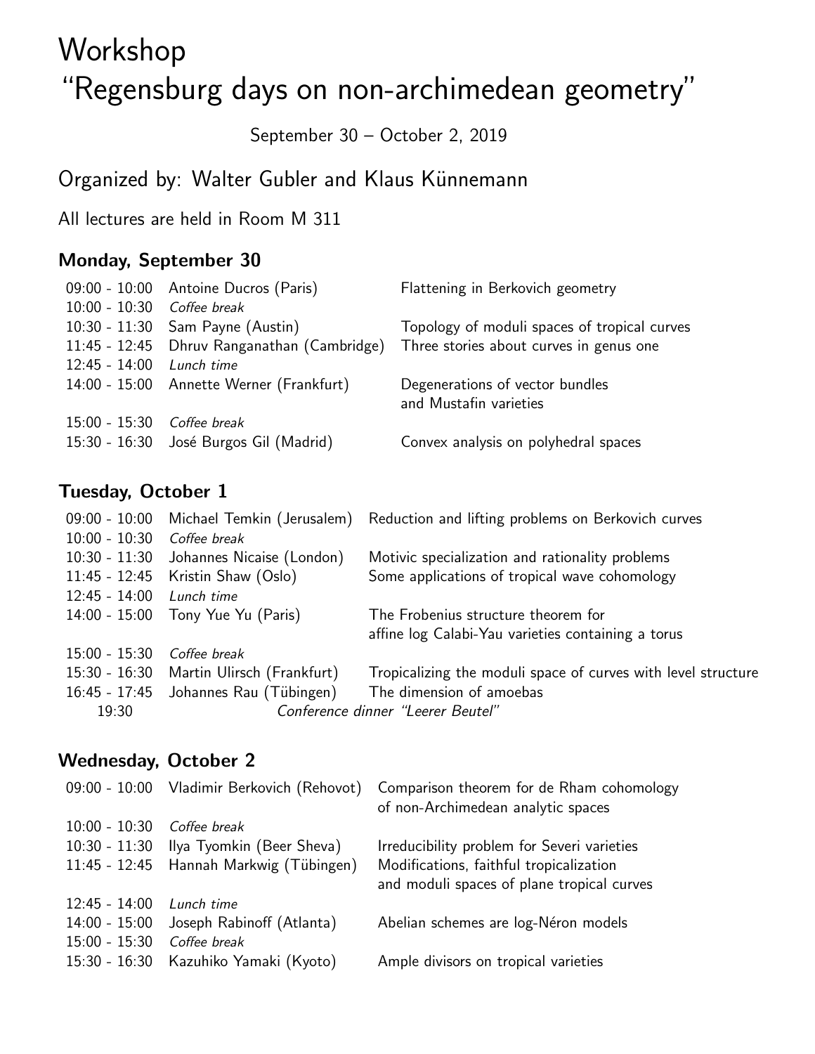# Workshop "Regensburg days on non-archimedean geometry"

September 30 – October 2, 2019

## Organized by: Walter Gubler and Klaus Künnemann

All lectures are held in Room M 311

### Monday, September 30

| | | |
|---|---|---|
| 09:00 - 10:00 | Antoine Ducros (Paris) | Flattening in Berkovich geometry |
| 10:00 - 10:30 | *Coffee break* | |
| 10:30 - 11:30 | Sam Payne (Austin) | Topology of moduli spaces of tropical curves |
| 11:45 - 12:45 | Dhruv Ranganathan (Cambridge) | Three stories about curves in genus one |
| 12:45 - 14:00 | *Lunch time* | |
| 14:00 - 15:00 | Annette Werner (Frankfurt) | Degenerations of vector bundles and Mustafin varieties |
| 15:00 - 15:30 | *Coffee break* | |
| 15:30 - 16:30 | José Burgos Gil (Madrid) | Convex analysis on polyhedral spaces |

### Tuesday, October 1

| | | |
|---|---|---|
| 09:00 - 10:00 | Michael Temkin (Jerusalem) | Reduction and lifting problems on Berkovich curves |
| 10:00 - 10:30 | *Coffee break* | |
| 10:30 - 11:30 | Johannes Nicaise (London) | Motivic specialization and rationality problems |
| 11:45 - 12:45 | Kristin Shaw (Oslo) | Some applications of tropical wave cohomology |
| 12:45 - 14:00 | *Lunch time* | |
| 14:00 - 15:00 | Tony Yue Yu (Paris) | The Frobenius structure theorem for affine log Calabi-Yau varieties containing a torus |
| 15:00 - 15:30 | *Coffee break* | |
| 15:30 - 16:30 | Martin Ulirsch (Frankfurt) | Tropicalizing the moduli space of curves with level structure |
| 16:45 - 17:45 | Johannes Rau (Tübingen) | The dimension of amoebas |
| 19:30 | *Conference dinner "Leerer Beutel"* | |

### Wednesday, October 2

| | | |
|---|---|---|
| 09:00 - 10:00 | Vladimir Berkovich (Rehovot) | Comparison theorem for de Rham cohomology of non-Archimedean analytic spaces |
| 10:00 - 10:30 | *Coffee break* | |
| 10:30 - 11:30 | Ilya Tyomkin (Beer Sheva) | Irreducibility problem for Severi varieties |
| 11:45 - 12:45 | Hannah Markwig (Tübingen) | Modifications, faithful tropicalization and moduli spaces of plane tropical curves |
| 12:45 - 14:00 | *Lunch time* | |
| 14:00 - 15:00 | Joseph Rabinoff (Atlanta) | Abelian schemes are log-Néron models |
| 15:00 - 15:30 | *Coffee break* | |
| 15:30 - 16:30 | Kazuhiko Yamaki (Kyoto) | Ample divisors on tropical varieties |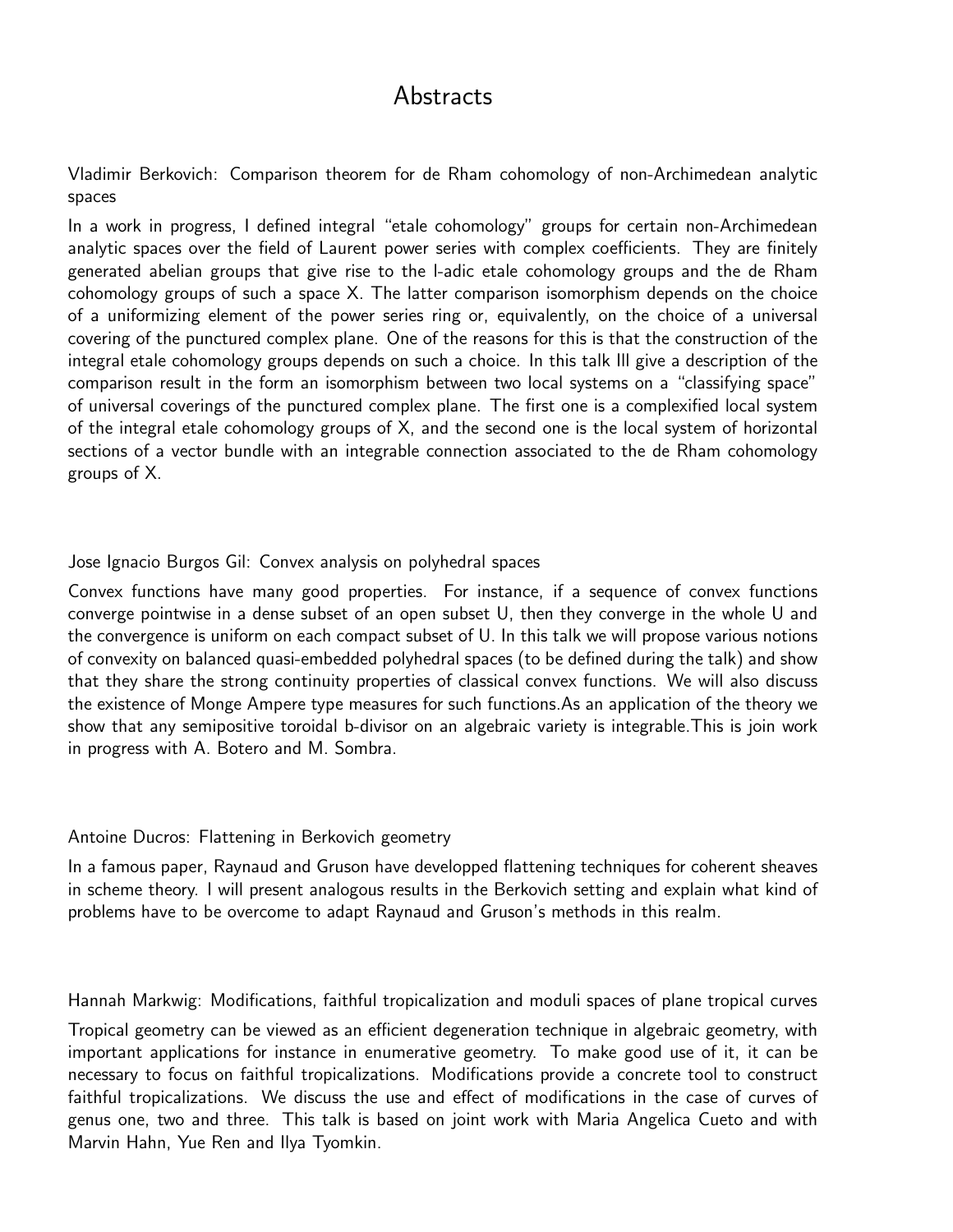# Abstracts

Vladimir Berkovich: Comparison theorem for de Rham cohomology of non-Archimedean analytic spaces

In a work in progress, I defined integral "etale cohomology" groups for certain non-Archimedean analytic spaces over the field of Laurent power series with complex coefficients. They are finitely generated abelian groups that give rise to the l-adic etale cohomology groups and the de Rham cohomology groups of such a space X. The latter comparison isomorphism depends on the choice of a uniformizing element of the power series ring or, equivalently, on the choice of a universal covering of the punctured complex plane. One of the reasons for this is that the construction of the integral etale cohomology groups depends on such a choice. In this talk Ill give a description of the comparison result in the form an isomorphism between two local systems on a "classifying space" of universal coverings of the punctured complex plane. The first one is a complexified local system of the integral etale cohomology groups of X, and the second one is the local system of horizontal sections of a vector bundle with an integrable connection associated to the de Rham cohomology groups of X.

Jose Ignacio Burgos Gil: Convex analysis on polyhedral spaces

Convex functions have many good properties. For instance, if a sequence of convex functions converge pointwise in a dense subset of an open subset U, then they converge in the whole U and the convergence is uniform on each compact subset of U. In this talk we will propose various notions of convexity on balanced quasi-embedded polyhedral spaces (to be defined during the talk) and show that they share the strong continuity properties of classical convex functions. We will also discuss the existence of Monge Ampere type measures for such functions.As an application of the theory we show that any semipositive toroidal b-divisor on an algebraic variety is integrable.This is join work in progress with A. Botero and M. Sombra.

Antoine Ducros: Flattening in Berkovich geometry

In a famous paper, Raynaud and Gruson have developped flattening techniques for coherent sheaves in scheme theory. I will present analogous results in the Berkovich setting and explain what kind of problems have to be overcome to adapt Raynaud and Gruson's methods in this realm.

Hannah Markwig: Modifications, faithful tropicalization and moduli spaces of plane tropical curves

Tropical geometry can be viewed as an efficient degeneration technique in algebraic geometry, with important applications for instance in enumerative geometry. To make good use of it, it can be necessary to focus on faithful tropicalizations. Modifications provide a concrete tool to construct faithful tropicalizations. We discuss the use and effect of modifications in the case of curves of genus one, two and three. This talk is based on joint work with Maria Angelica Cueto and with Marvin Hahn, Yue Ren and Ilya Tyomkin.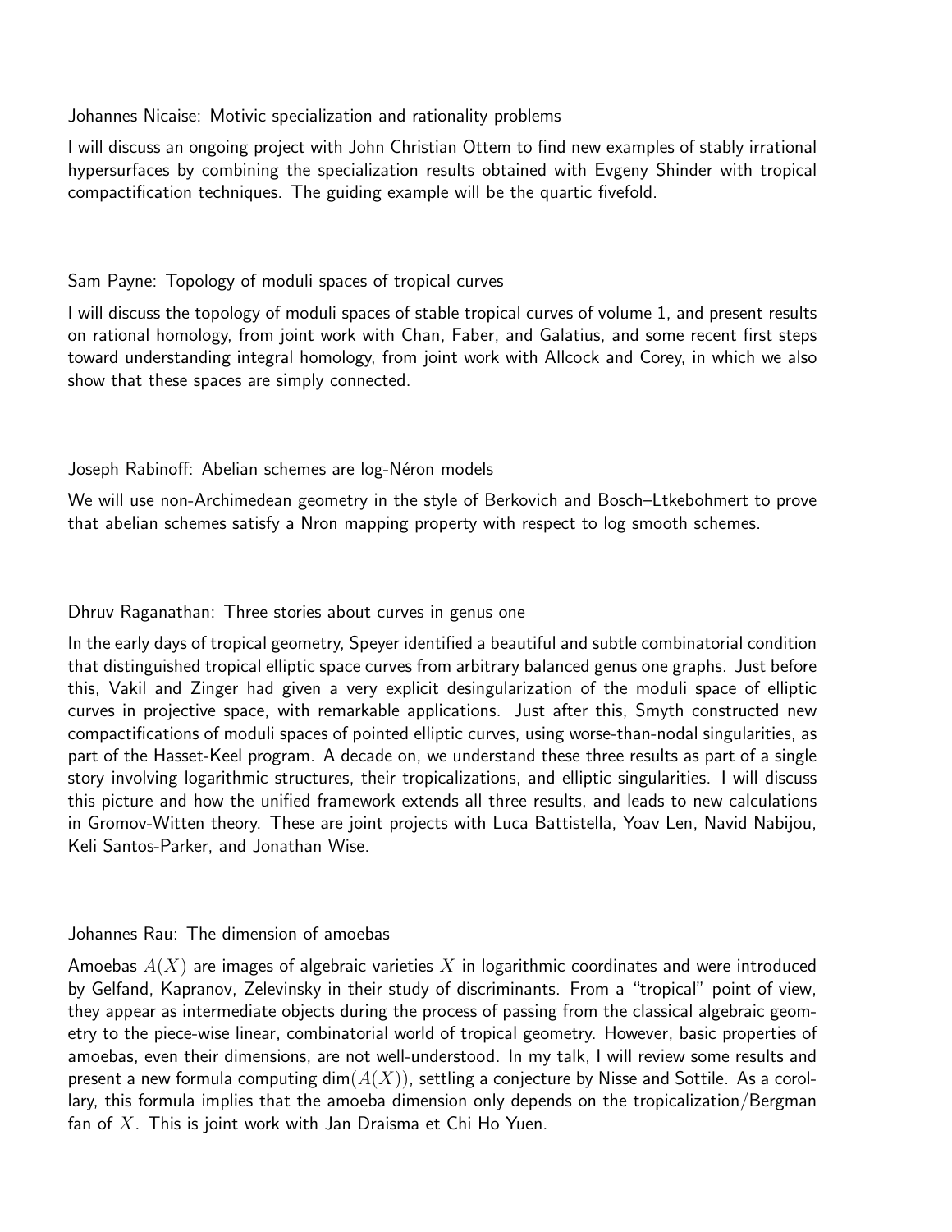Johannes Nicaise: Motivic specialization and rationality problems

I will discuss an ongoing project with John Christian Ottem to find new examples of stably irrational hypersurfaces by combining the specialization results obtained with Evgeny Shinder with tropical compactification techniques. The guiding example will be the quartic fivefold.

Sam Payne: Topology of moduli spaces of tropical curves

I will discuss the topology of moduli spaces of stable tropical curves of volume 1, and present results on rational homology, from joint work with Chan, Faber, and Galatius, and some recent first steps toward understanding integral homology, from joint work with Allcock and Corey, in which we also show that these spaces are simply connected.

Joseph Rabinoff: Abelian schemes are log-Néron models

We will use non-Archimedean geometry in the style of Berkovich and Bosch–Ltkebohmert to prove that abelian schemes satisfy a Nron mapping property with respect to log smooth schemes.

Dhruv Raganathan: Three stories about curves in genus one

In the early days of tropical geometry, Speyer identified a beautiful and subtle combinatorial condition that distinguished tropical elliptic space curves from arbitrary balanced genus one graphs. Just before this, Vakil and Zinger had given a very explicit desingularization of the moduli space of elliptic curves in projective space, with remarkable applications. Just after this, Smyth constructed new compactifications of moduli spaces of pointed elliptic curves, using worse-than-nodal singularities, as part of the Hasset-Keel program. A decade on, we understand these three results as part of a single story involving logarithmic structures, their tropicalizations, and elliptic singularities. I will discuss this picture and how the unified framework extends all three results, and leads to new calculations in Gromov-Witten theory. These are joint projects with Luca Battistella, Yoav Len, Navid Nabijou, Keli Santos-Parker, and Jonathan Wise.

Johannes Rau: The dimension of amoebas

Amoebas $A(X)$ are images of algebraic varieties $X$ in logarithmic coordinates and were introduced by Gelfand, Kapranov, Zelevinsky in their study of discriminants. From a "tropical" point of view, they appear as intermediate objects during the process of passing from the classical algebraic geometry to the piece-wise linear, combinatorial world of tropical geometry. However, basic properties of amoebas, even their dimensions, are not well-understood. In my talk, I will review some results and present a new formula computing $\dim(A(X))$, settling a conjecture by Nisse and Sottile. As a corollary, this formula implies that the amoeba dimension only depends on the tropicalization/Bergman fan of $X$. This is joint work with Jan Draisma et Chi Ho Yuen.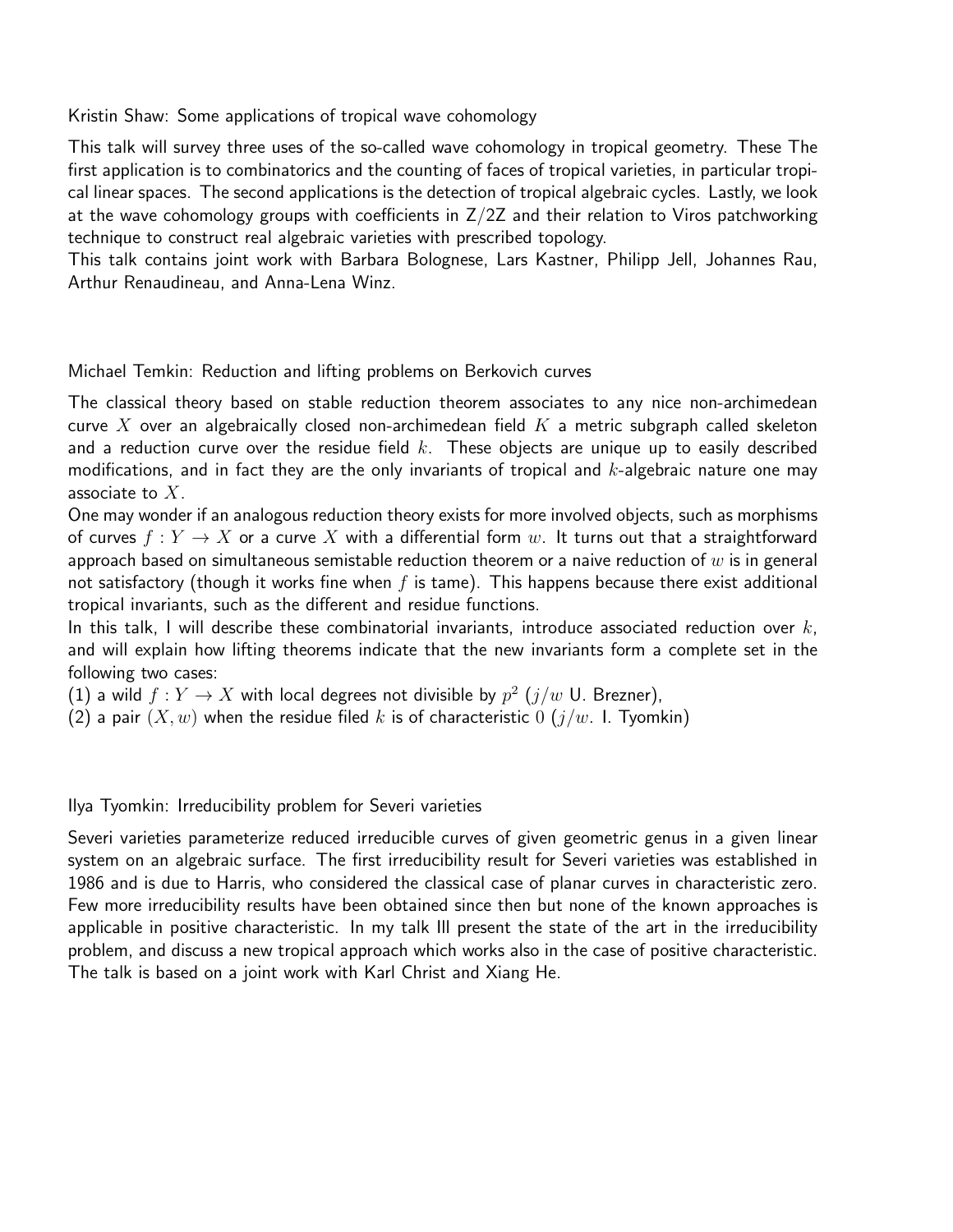Kristin Shaw: Some applications of tropical wave cohomology

This talk will survey three uses of the so-called wave cohomology in tropical geometry. These The first application is to combinatorics and the counting of faces of tropical varieties, in particular tropical linear spaces. The second applications is the detection of tropical algebraic cycles. Lastly, we look at the wave cohomology groups with coefficients in Z/2Z and their relation to Viros patchworking technique to construct real algebraic varieties with prescribed topology.
This talk contains joint work with Barbara Bolognese, Lars Kastner, Philipp Jell, Johannes Rau, Arthur Renaudineau, and Anna-Lena Winz.

Michael Temkin: Reduction and lifting problems on Berkovich curves

The classical theory based on stable reduction theorem associates to any nice non-archimedean curve $X$ over an algebraically closed non-archimedean field $K$ a metric subgraph called skeleton and a reduction curve over the residue field $k$. These objects are unique up to easily described modifications, and in fact they are the only invariants of tropical and $k$-algebraic nature one may associate to $X$.
One may wonder if an analogous reduction theory exists for more involved objects, such as morphisms of curves $f : Y \to X$ or a curve $X$ with a differential form $w$. It turns out that a straightforward approach based on simultaneous semistable reduction theorem or a naive reduction of $w$ is in general not satisfactory (though it works fine when $f$ is tame). This happens because there exist additional tropical invariants, such as the different and residue functions.
In this talk, I will describe these combinatorial invariants, introduce associated reduction over $k$, and will explain how lifting theorems indicate that the new invariants form a complete set in the following two cases:
(1) a wild $f : Y \to X$ with local degrees not divisible by $p^2$ ($j/w$ U. Brezner),
(2) a pair $(X, w)$ when the residue filed $k$ is of characteristic $0$ ($j/w$. I. Tyomkin)

Ilya Tyomkin: Irreducibility problem for Severi varieties

Severi varieties parameterize reduced irreducible curves of given geometric genus in a given linear system on an algebraic surface. The first irreducibility result for Severi varieties was established in 1986 and is due to Harris, who considered the classical case of planar curves in characteristic zero. Few more irreducibility results have been obtained since then but none of the known approaches is applicable in positive characteristic. In my talk Ill present the state of the art in the irreducibility problem, and discuss a new tropical approach which works also in the case of positive characteristic. The talk is based on a joint work with Karl Christ and Xiang He.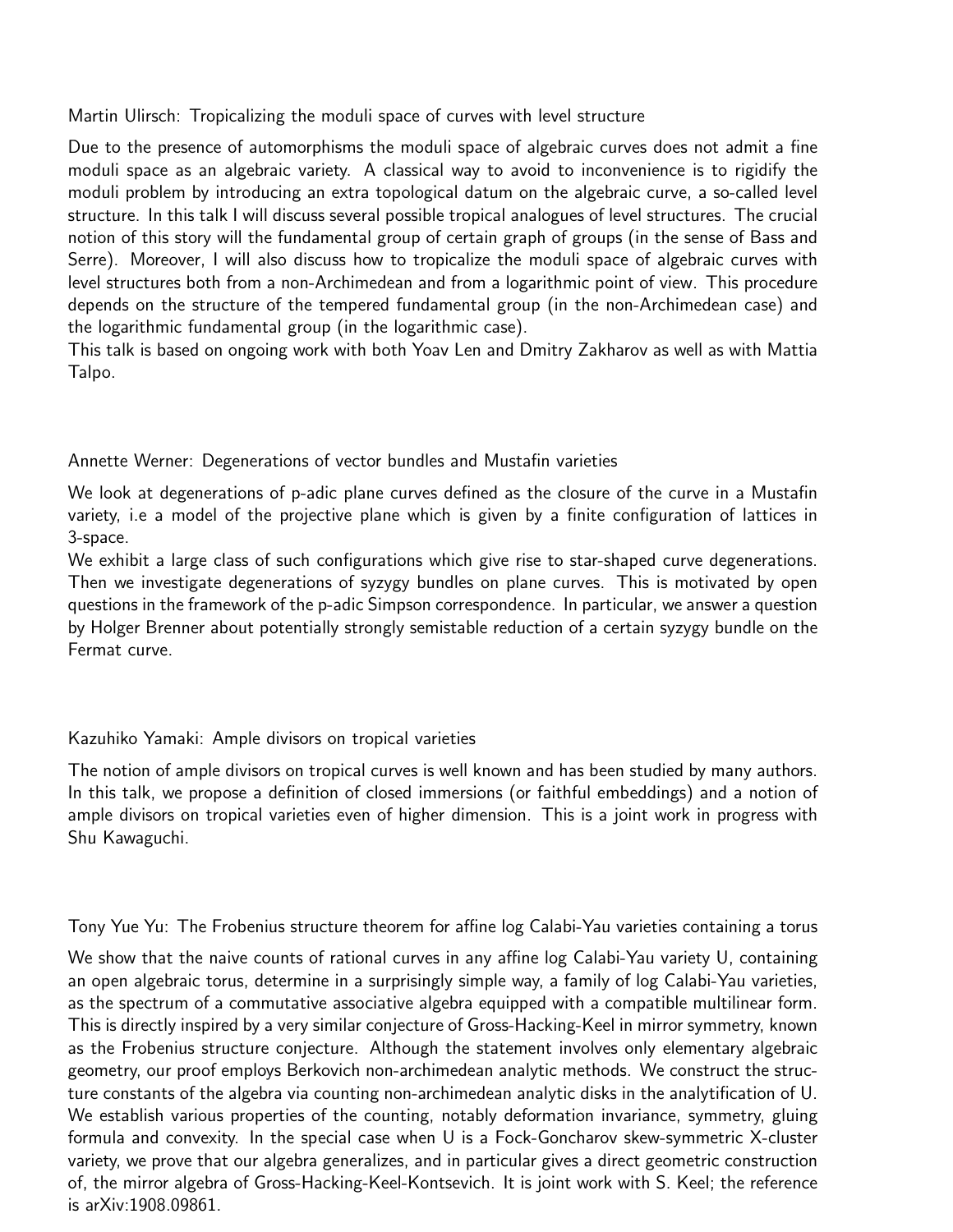Martin Ulirsch: Tropicalizing the moduli space of curves with level structure

Due to the presence of automorphisms the moduli space of algebraic curves does not admit a fine moduli space as an algebraic variety. A classical way to avoid to inconvenience is to rigidify the moduli problem by introducing an extra topological datum on the algebraic curve, a so-called level structure. In this talk I will discuss several possible tropical analogues of level structures. The crucial notion of this story will the fundamental group of certain graph of groups (in the sense of Bass and Serre). Moreover, I will also discuss how to tropicalize the moduli space of algebraic curves with level structures both from a non-Archimedean and from a logarithmic point of view. This procedure depends on the structure of the tempered fundamental group (in the non-Archimedean case) and the logarithmic fundamental group (in the logarithmic case).
This talk is based on ongoing work with both Yoav Len and Dmitry Zakharov as well as with Mattia Talpo.

Annette Werner: Degenerations of vector bundles and Mustafin varieties

We look at degenerations of p-adic plane curves defined as the closure of the curve in a Mustafin variety, i.e a model of the projective plane which is given by a finite configuration of lattices in 3-space.
We exhibit a large class of such configurations which give rise to star-shaped curve degenerations. Then we investigate degenerations of syzygy bundles on plane curves. This is motivated by open questions in the framework of the p-adic Simpson correspondence. In particular, we answer a question by Holger Brenner about potentially strongly semistable reduction of a certain syzygy bundle on the Fermat curve.

Kazuhiko Yamaki: Ample divisors on tropical varieties

The notion of ample divisors on tropical curves is well known and has been studied by many authors. In this talk, we propose a definition of closed immersions (or faithful embeddings) and a notion of ample divisors on tropical varieties even of higher dimension. This is a joint work in progress with Shu Kawaguchi.

Tony Yue Yu: The Frobenius structure theorem for affine log Calabi-Yau varieties containing a torus

We show that the naive counts of rational curves in any affine log Calabi-Yau variety U, containing an open algebraic torus, determine in a surprisingly simple way, a family of log Calabi-Yau varieties, as the spectrum of a commutative associative algebra equipped with a compatible multilinear form. This is directly inspired by a very similar conjecture of Gross-Hacking-Keel in mirror symmetry, known as the Frobenius structure conjecture. Although the statement involves only elementary algebraic geometry, our proof employs Berkovich non-archimedean analytic methods. We construct the structure constants of the algebra via counting non-archimedean analytic disks in the analytification of U. We establish various properties of the counting, notably deformation invariance, symmetry, gluing formula and convexity. In the special case when U is a Fock-Goncharov skew-symmetric X-cluster variety, we prove that our algebra generalizes, and in particular gives a direct geometric construction of, the mirror algebra of Gross-Hacking-Keel-Kontsevich. It is joint work with S. Keel; the reference is arXiv:1908.09861.